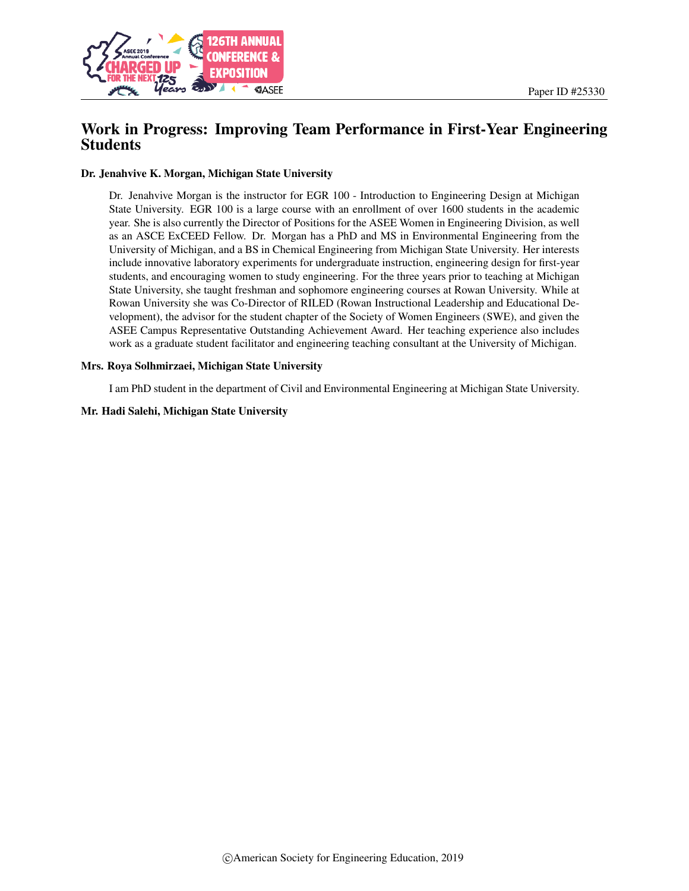# Work in Progress: Improving Team Performance in First-Year Engineering Students

**Dr. Jenahvive K. Morgan, Michigan State University**

Dr. Jenahvive Morgan is the instructor for EGR 100 - Introduction to Engineering Design at Michigan State University. EGR 100 is a large course with an enrollment of over 1600 students in the academic year. She is also currently the Director of Positions for the ASEE Women in Engineering Division, as well as an ASCE ExCEED Fellow. Dr. Morgan has a PhD and MS in Environmental Engineering from the University of Michigan, and a BS in Chemical Engineering from Michigan State University. Her interests include innovative laboratory experiments for undergraduate instruction, engineering design for first-year students, and encouraging women to study engineering. For the three years prior to teaching at Michigan State University, she taught freshman and sophomore engineering courses at Rowan University. While at Rowan University she was Co-Director of RILED (Rowan Instructional Leadership and Educational Development), the advisor for the student chapter of the Society of Women Engineers (SWE), and given the ASEE Campus Representative Outstanding Achievement Award. Her teaching experience also includes work as a graduate student facilitator and engineering teaching consultant at the University of Michigan.

**Mrs. Roya Solhmirzaei, Michigan State University**

I am PhD student in the department of Civil and Environmental Engineering at Michigan State University.

**Mr. Hadi Salehi, Michigan State University**

©American Society for Engineering Education, 2019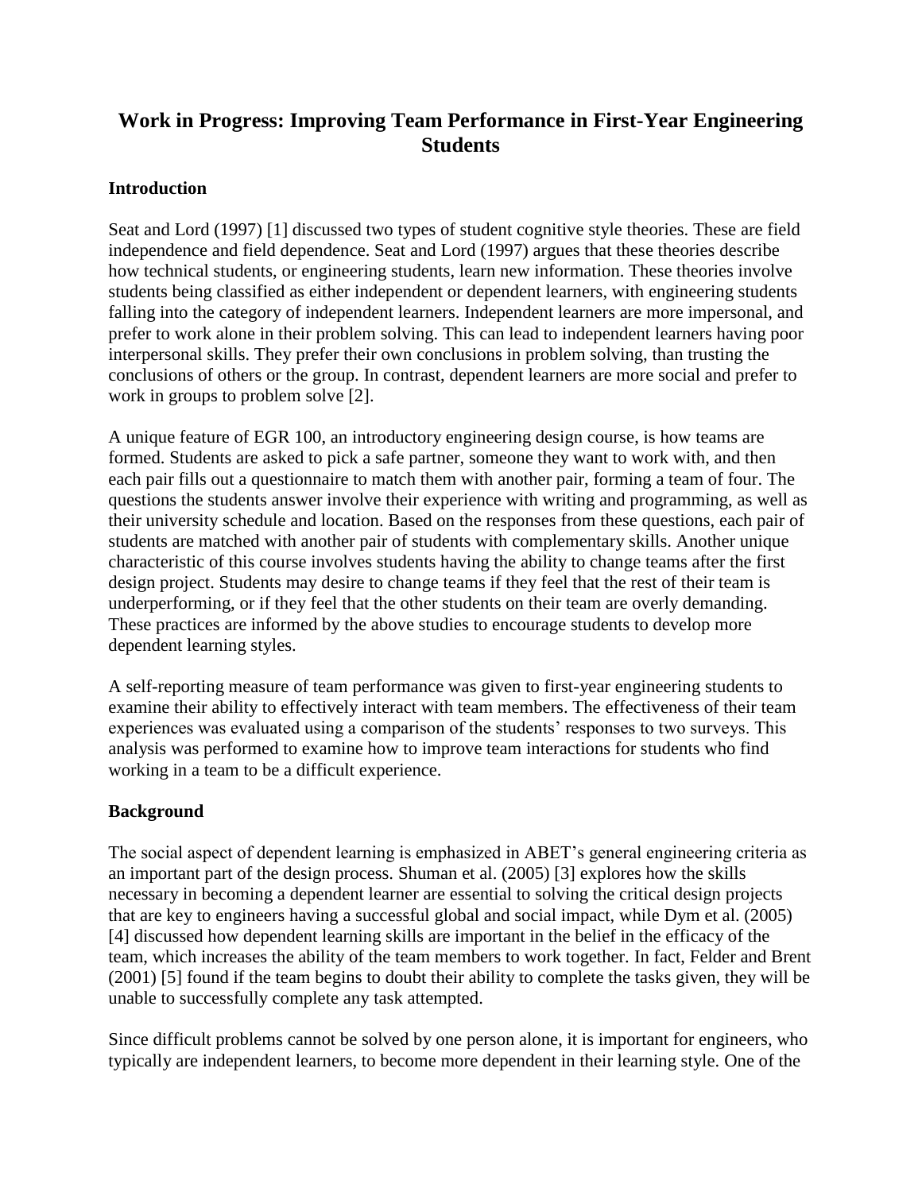# Work in Progress: Improving Team Performance in First-Year Engineering Students

## Introduction

Seat and Lord (1997) [1] discussed two types of student cognitive style theories. These are field independence and field dependence. Seat and Lord (1997) argues that these theories describe how technical students, or engineering students, learn new information. These theories involve students being classified as either independent or dependent learners, with engineering students falling into the category of independent learners. Independent learners are more impersonal, and prefer to work alone in their problem solving. This can lead to independent learners having poor interpersonal skills. They prefer their own conclusions in problem solving, than trusting the conclusions of others or the group. In contrast, dependent learners are more social and prefer to work in groups to problem solve [2].

A unique feature of EGR 100, an introductory engineering design course, is how teams are formed. Students are asked to pick a safe partner, someone they want to work with, and then each pair fills out a questionnaire to match them with another pair, forming a team of four. The questions the students answer involve their experience with writing and programming, as well as their university schedule and location. Based on the responses from these questions, each pair of students are matched with another pair of students with complementary skills. Another unique characteristic of this course involves students having the ability to change teams after the first design project. Students may desire to change teams if they feel that the rest of their team is underperforming, or if they feel that the other students on their team are overly demanding. These practices are informed by the above studies to encourage students to develop more dependent learning styles.

A self-reporting measure of team performance was given to first-year engineering students to examine their ability to effectively interact with team members. The effectiveness of their team experiences was evaluated using a comparison of the students' responses to two surveys. This analysis was performed to examine how to improve team interactions for students who find working in a team to be a difficult experience.

## Background

The social aspect of dependent learning is emphasized in ABET's general engineering criteria as an important part of the design process. Shuman et al. (2005) [3] explores how the skills necessary in becoming a dependent learner are essential to solving the critical design projects that are key to engineers having a successful global and social impact, while Dym et al. (2005) [4] discussed how dependent learning skills are important in the belief in the efficacy of the team, which increases the ability of the team members to work together. In fact, Felder and Brent (2001) [5] found if the team begins to doubt their ability to complete the tasks given, they will be unable to successfully complete any task attempted.

Since difficult problems cannot be solved by one person alone, it is important for engineers, who typically are independent learners, to become more dependent in their learning style. One of the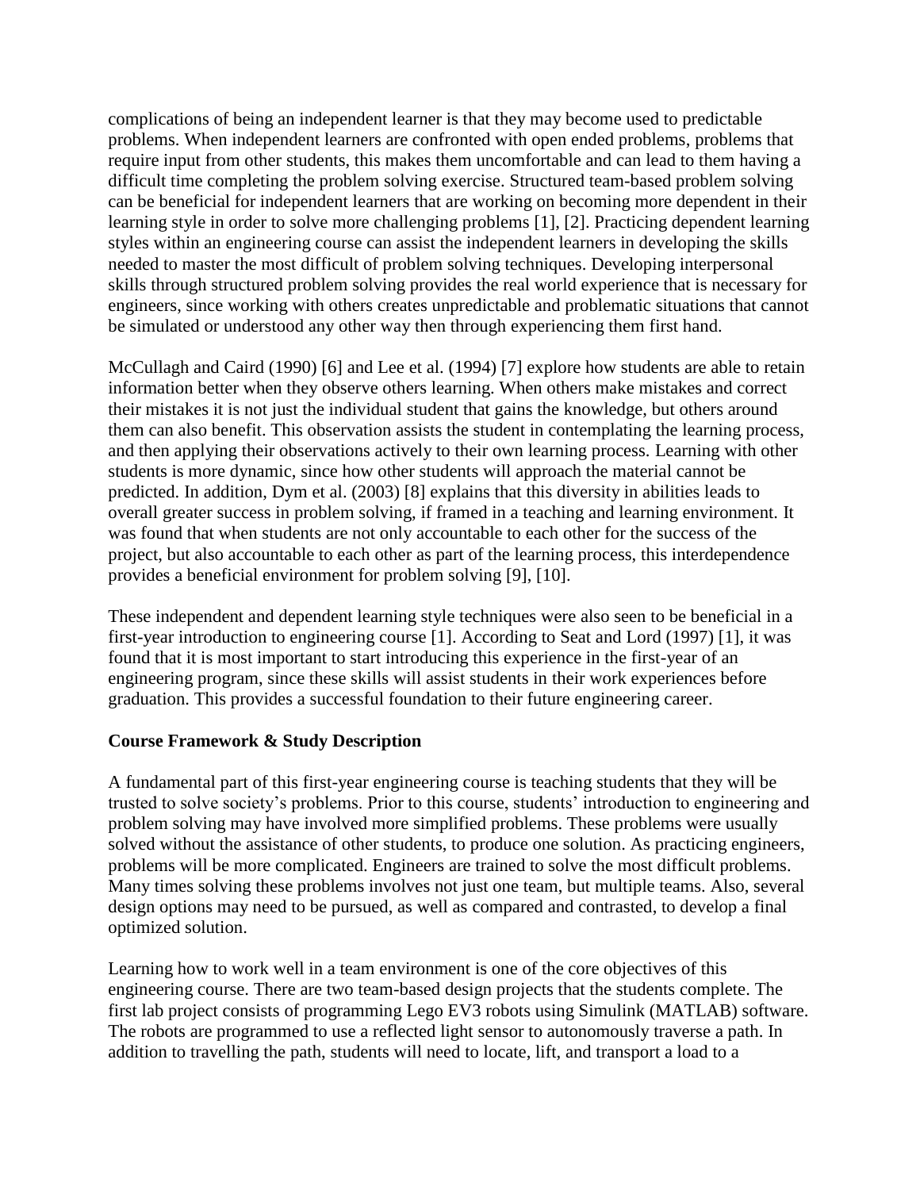complications of being an independent learner is that they may become used to predictable problems. When independent learners are confronted with open ended problems, problems that require input from other students, this makes them uncomfortable and can lead to them having a difficult time completing the problem solving exercise. Structured team-based problem solving can be beneficial for independent learners that are working on becoming more dependent in their learning style in order to solve more challenging problems [1], [2]. Practicing dependent learning styles within an engineering course can assist the independent learners in developing the skills needed to master the most difficult of problem solving techniques. Developing interpersonal skills through structured problem solving provides the real world experience that is necessary for engineers, since working with others creates unpredictable and problematic situations that cannot be simulated or understood any other way then through experiencing them first hand.

McCullagh and Caird (1990) [6] and Lee et al. (1994) [7] explore how students are able to retain information better when they observe others learning. When others make mistakes and correct their mistakes it is not just the individual student that gains the knowledge, but others around them can also benefit. This observation assists the student in contemplating the learning process, and then applying their observations actively to their own learning process. Learning with other students is more dynamic, since how other students will approach the material cannot be predicted. In addition, Dym et al. (2003) [8] explains that this diversity in abilities leads to overall greater success in problem solving, if framed in a teaching and learning environment. It was found that when students are not only accountable to each other for the success of the project, but also accountable to each other as part of the learning process, this interdependence provides a beneficial environment for problem solving [9], [10].

These independent and dependent learning style techniques were also seen to be beneficial in a first-year introduction to engineering course [1]. According to Seat and Lord (1997) [1], it was found that it is most important to start introducing this experience in the first-year of an engineering program, since these skills will assist students in their work experiences before graduation. This provides a successful foundation to their future engineering career.

## Course Framework & Study Description

A fundamental part of this first-year engineering course is teaching students that they will be trusted to solve society's problems. Prior to this course, students' introduction to engineering and problem solving may have involved more simplified problems. These problems were usually solved without the assistance of other students, to produce one solution. As practicing engineers, problems will be more complicated. Engineers are trained to solve the most difficult problems. Many times solving these problems involves not just one team, but multiple teams. Also, several design options may need to be pursued, as well as compared and contrasted, to develop a final optimized solution.

Learning how to work well in a team environment is one of the core objectives of this engineering course. There are two team-based design projects that the students complete. The first lab project consists of programming Lego EV3 robots using Simulink (MATLAB) software. The robots are programmed to use a reflected light sensor to autonomously traverse a path. In addition to travelling the path, students will need to locate, lift, and transport a load to a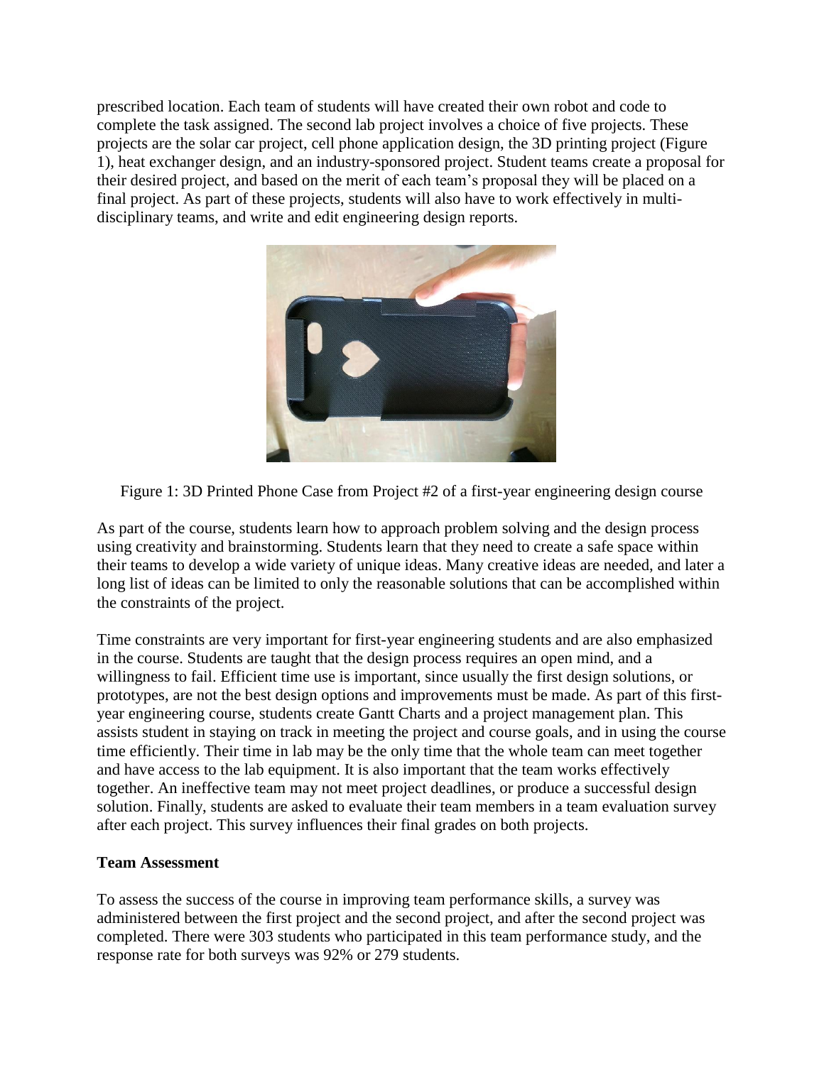prescribed location. Each team of students will have created their own robot and code to complete the task assigned. The second lab project involves a choice of five projects. These projects are the solar car project, cell phone application design, the 3D printing project (Figure 1), heat exchanger design, and an industry-sponsored project. Student teams create a proposal for their desired project, and based on the merit of each team's proposal they will be placed on a final project. As part of these projects, students will also have to work effectively in multi-disciplinary teams, and write and edit engineering design reports.

Figure 1: 3D Printed Phone Case from Project #2 of a first-year engineering design course

As part of the course, students learn how to approach problem solving and the design process using creativity and brainstorming. Students learn that they need to create a safe space within their teams to develop a wide variety of unique ideas. Many creative ideas are needed, and later a long list of ideas can be limited to only the reasonable solutions that can be accomplished within the constraints of the project.

Time constraints are very important for first-year engineering students and are also emphasized in the course. Students are taught that the design process requires an open mind, and a willingness to fail. Efficient time use is important, since usually the first design solutions, or prototypes, are not the best design options and improvements must be made. As part of this first-year engineering course, students create Gantt Charts and a project management plan. This assists student in staying on track in meeting the project and course goals, and in using the course time efficiently. Their time in lab may be the only time that the whole team can meet together and have access to the lab equipment. It is also important that the team works effectively together. An ineffective team may not meet project deadlines, or produce a successful design solution. Finally, students are asked to evaluate their team members in a team evaluation survey after each project. This survey influences their final grades on both projects.

**Team Assessment**

To assess the success of the course in improving team performance skills, a survey was administered between the first project and the second project, and after the second project was completed. There were 303 students who participated in this team performance study, and the response rate for both surveys was 92% or 279 students.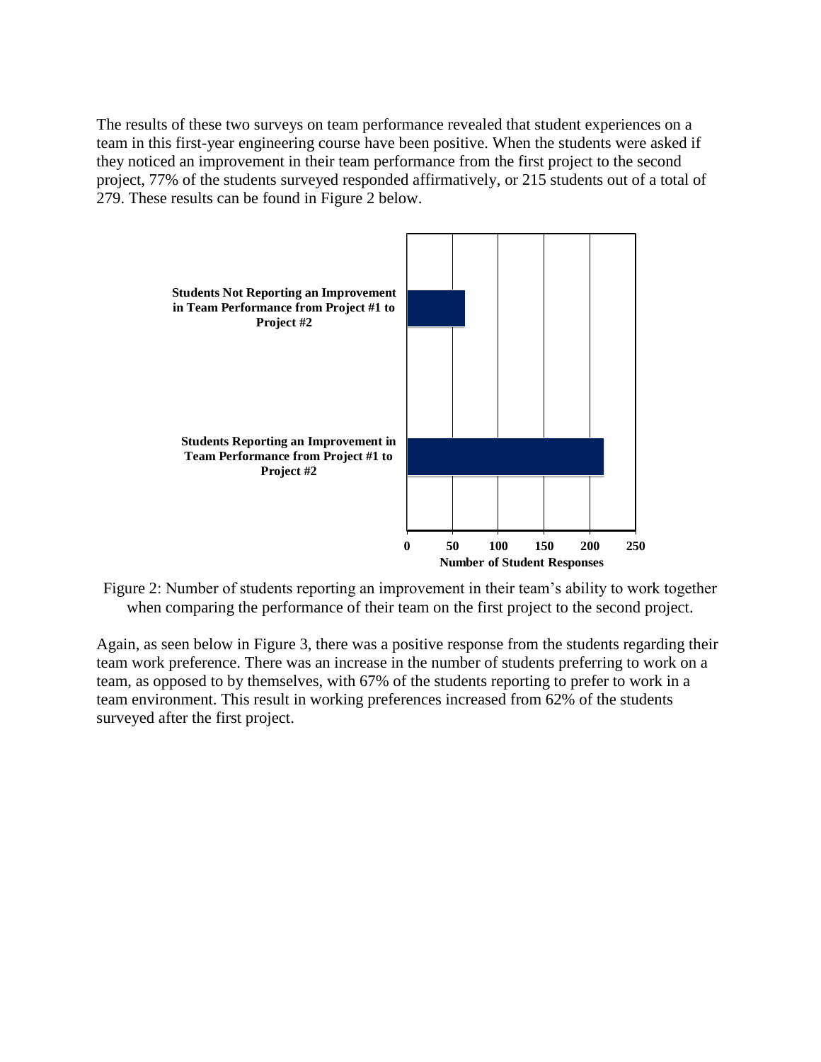The results of these two surveys on team performance revealed that student experiences on a team in this first-year engineering course have been positive. When the students were asked if they noticed an improvement in their team performance from the first project to the second project, 77% of the students surveyed responded affirmatively, or 215 students out of a total of 279. These results can be found in Figure 2 below.

Figure 2: Number of students reporting an improvement in their team's ability to work together when comparing the performance of their team on the first project to the second project.

Again, as seen below in Figure 3, there was a positive response from the students regarding their team work preference. There was an increase in the number of students preferring to work on a team, as opposed to by themselves, with 67% of the students reporting to prefer to work in a team environment. This result in working preferences increased from 62% of the students surveyed after the first project.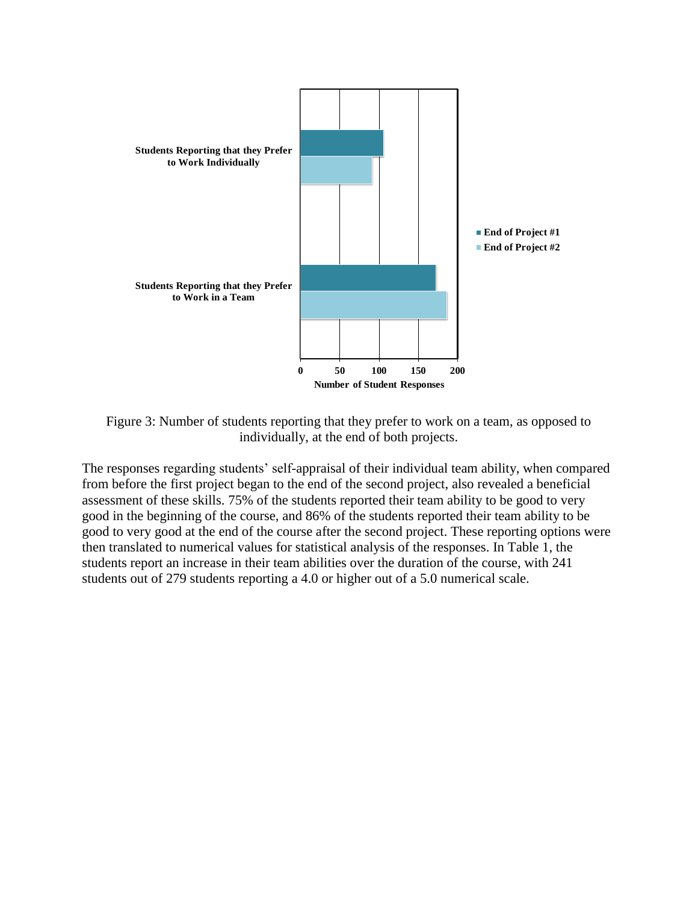Figure 3: Number of students reporting that they prefer to work on a team, as opposed to individually, at the end of both projects.

The responses regarding students' self-appraisal of their individual team ability, when compared from before the first project began to the end of the second project, also revealed a beneficial assessment of these skills. 75% of the students reported their team ability to be good to very good in the beginning of the course, and 86% of the students reported their team ability to be good to very good at the end of the course after the second project. These reporting options were then translated to numerical values for statistical analysis of the responses. In Table 1, the students report an increase in their team abilities over the duration of the course, with 241 students out of 279 students reporting a 4.0 or higher out of a 5.0 numerical scale.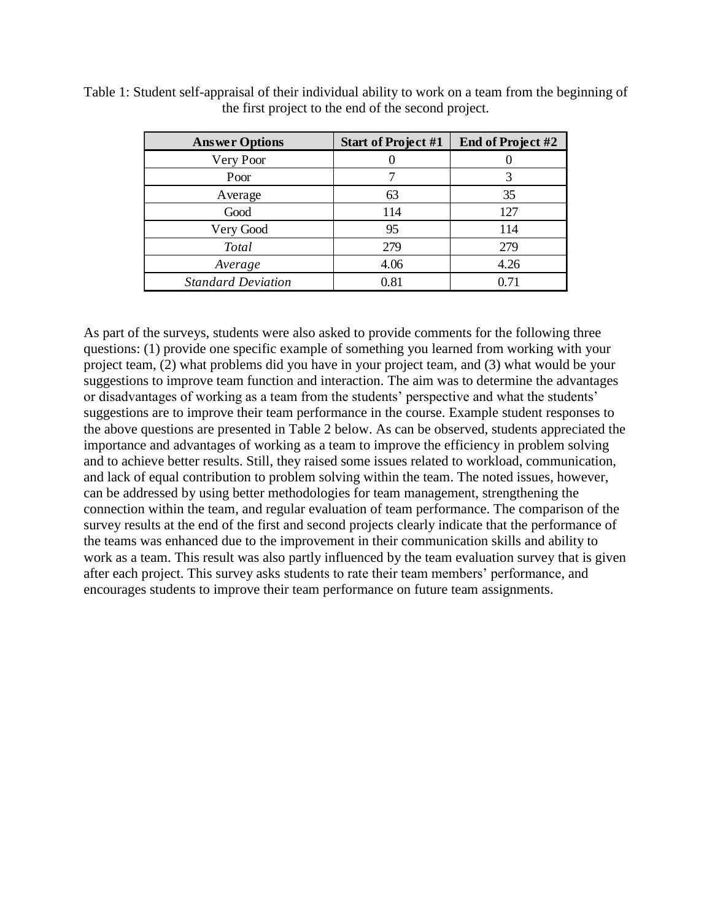Table 1: Student self-appraisal of their individual ability to work on a team from the beginning of the first project to the end of the second project.

| Answer Options | Start of Project #1 | End of Project #2 |
|---|---|---|
| Very Poor | 0 | 0 |
| Poor | 7 | 3 |
| Average | 63 | 35 |
| Good | 114 | 127 |
| Very Good | 95 | 114 |
| *Total* | 279 | 279 |
| *Average* | 4.06 | 4.26 |
| *Standard Deviation* | 0.81 | 0.71 |

As part of the surveys, students were also asked to provide comments for the following three questions: (1) provide one specific example of something you learned from working with your project team, (2) what problems did you have in your project team, and (3) what would be your suggestions to improve team function and interaction. The aim was to determine the advantages or disadvantages of working as a team from the students' perspective and what the students' suggestions are to improve their team performance in the course. Example student responses to the above questions are presented in Table 2 below. As can be observed, students appreciated the importance and advantages of working as a team to improve the efficiency in problem solving and to achieve better results. Still, they raised some issues related to workload, communication, and lack of equal contribution to problem solving within the team. The noted issues, however, can be addressed by using better methodologies for team management, strengthening the connection within the team, and regular evaluation of team performance. The comparison of the survey results at the end of the first and second projects clearly indicate that the performance of the teams was enhanced due to the improvement in their communication skills and ability to work as a team. This result was also partly influenced by the team evaluation survey that is given after each project. This survey asks students to rate their team members' performance, and encourages students to improve their team performance on future team assignments.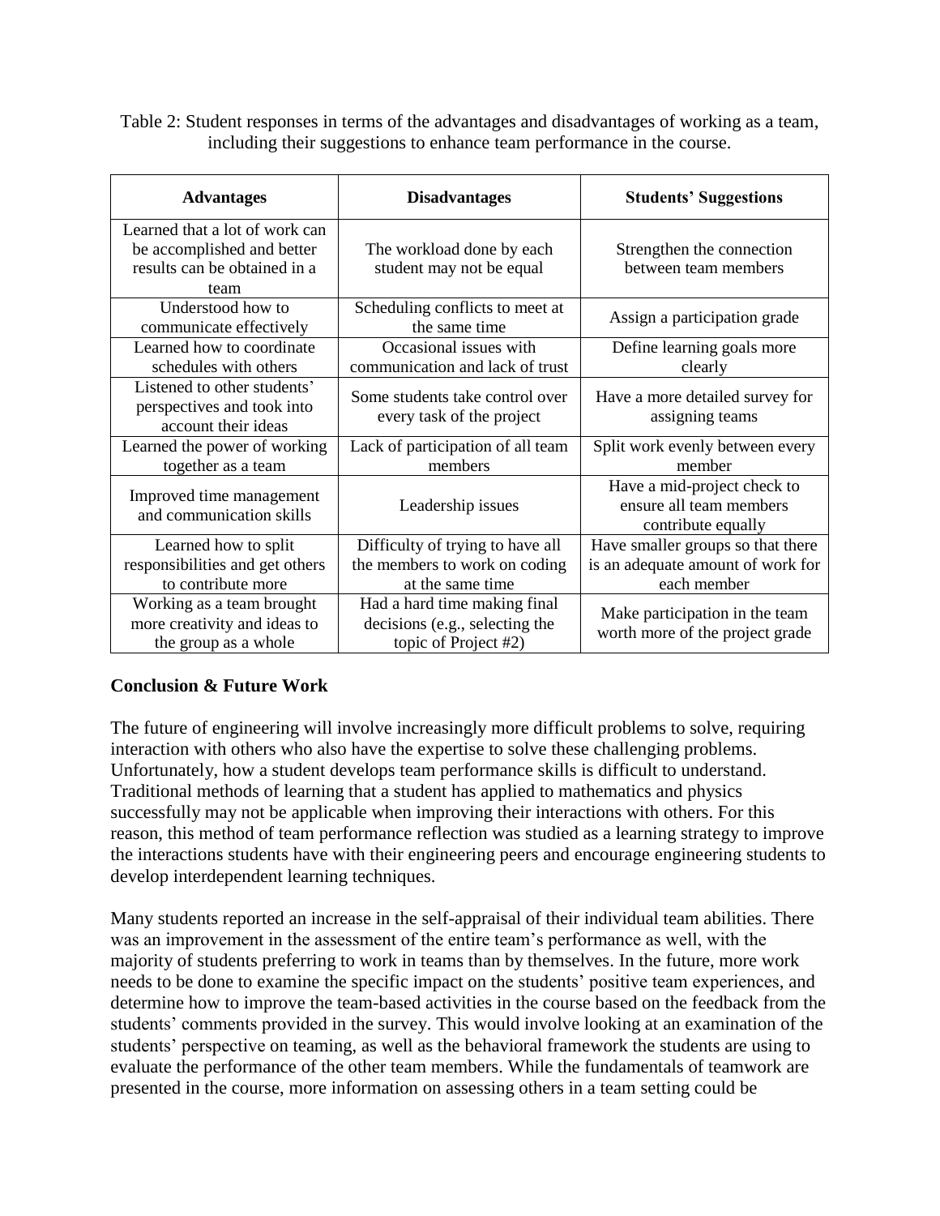Table 2: Student responses in terms of the advantages and disadvantages of working as a team, including their suggestions to enhance team performance in the course.

| Advantages | Disadvantages | Students' Suggestions |
|---|---|---|
| Learned that a lot of work can be accomplished and better results can be obtained in a team | The workload done by each student may not be equal | Strengthen the connection between team members |
| Understood how to communicate effectively | Scheduling conflicts to meet at the same time | Assign a participation grade |
| Learned how to coordinate schedules with others | Occasional issues with communication and lack of trust | Define learning goals more clearly |
| Listened to other students' perspectives and took into account their ideas | Some students take control over every task of the project | Have a more detailed survey for assigning teams |
| Learned the power of working together as a team | Lack of participation of all team members | Split work evenly between every member |
| Improved time management and communication skills | Leadership issues | Have a mid-project check to ensure all team members contribute equally |
| Learned how to split responsibilities and get others to contribute more | Difficulty of trying to have all the members to work on coding at the same time | Have smaller groups so that there is an adequate amount of work for each member |
| Working as a team brought more creativity and ideas to the group as a whole | Had a hard time making final decisions (e.g., selecting the topic of Project #2) | Make participation in the team worth more of the project grade |

## Conclusion & Future Work

The future of engineering will involve increasingly more difficult problems to solve, requiring interaction with others who also have the expertise to solve these challenging problems. Unfortunately, how a student develops team performance skills is difficult to understand. Traditional methods of learning that a student has applied to mathematics and physics successfully may not be applicable when improving their interactions with others. For this reason, this method of team performance reflection was studied as a learning strategy to improve the interactions students have with their engineering peers and encourage engineering students to develop interdependent learning techniques.

Many students reported an increase in the self-appraisal of their individual team abilities. There was an improvement in the assessment of the entire team's performance as well, with the majority of students preferring to work in teams than by themselves. In the future, more work needs to be done to examine the specific impact on the students' positive team experiences, and determine how to improve the team-based activities in the course based on the feedback from the students' comments provided in the survey. This would involve looking at an examination of the students' perspective on teaming, as well as the behavioral framework the students are using to evaluate the performance of the other team members. While the fundamentals of teamwork are presented in the course, more information on assessing others in a team setting could be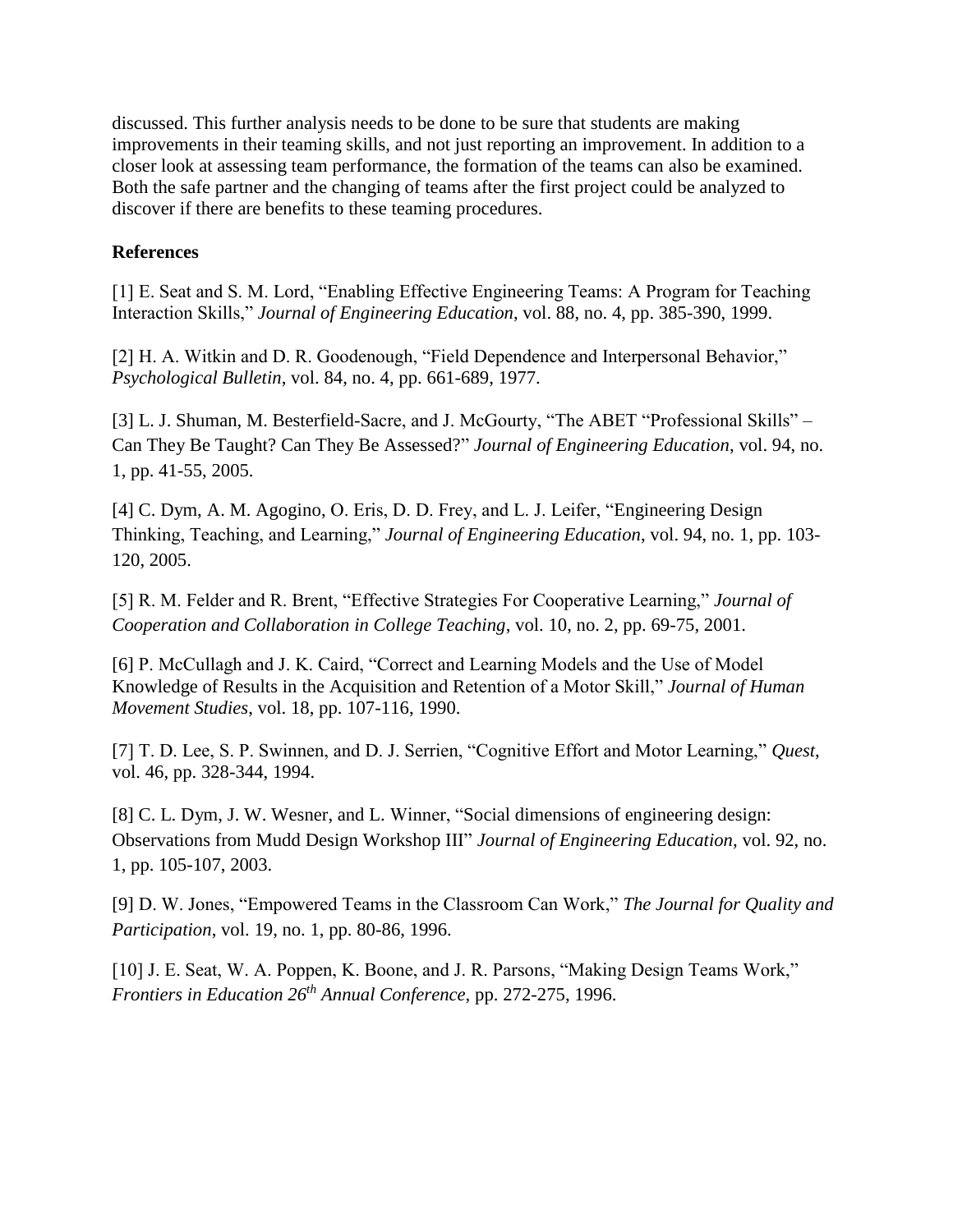discussed. This further analysis needs to be done to be sure that students are making improvements in their teaming skills, and not just reporting an improvement. In addition to a closer look at assessing team performance, the formation of the teams can also be examined. Both the safe partner and the changing of teams after the first project could be analyzed to discover if there are benefits to these teaming procedures.

**References**

[1] E. Seat and S. M. Lord, "Enabling Effective Engineering Teams: A Program for Teaching Interaction Skills," *Journal of Engineering Education*, vol. 88, no. 4, pp. 385-390, 1999.

[2] H. A. Witkin and D. R. Goodenough, "Field Dependence and Interpersonal Behavior," *Psychological Bulletin*, vol. 84, no. 4, pp. 661-689, 1977.

[3] L. J. Shuman, M. Besterfield-Sacre, and J. McGourty, "The ABET "Professional Skills" – Can They Be Taught? Can They Be Assessed?" *Journal of Engineering Education*, vol. 94, no. 1, pp. 41-55, 2005.

[4] C. Dym, A. M. Agogino, O. Eris, D. D. Frey, and L. J. Leifer, "Engineering Design Thinking, Teaching, and Learning," *Journal of Engineering Education*, vol. 94, no. 1, pp. 103-120, 2005.

[5] R. M. Felder and R. Brent, "Effective Strategies For Cooperative Learning," *Journal of Cooperation and Collaboration in College Teaching*, vol. 10, no. 2, pp. 69-75, 2001.

[6] P. McCullagh and J. K. Caird, "Correct and Learning Models and the Use of Model Knowledge of Results in the Acquisition and Retention of a Motor Skill," *Journal of Human Movement Studies*, vol. 18, pp. 107-116, 1990.

[7] T. D. Lee, S. P. Swinnen, and D. J. Serrien, "Cognitive Effort and Motor Learning," *Quest*, vol. 46, pp. 328-344, 1994.

[8] C. L. Dym, J. W. Wesner, and L. Winner, "Social dimensions of engineering design: Observations from Mudd Design Workshop III" *Journal of Engineering Education*, vol. 92, no. 1, pp. 105-107, 2003.

[9] D. W. Jones, "Empowered Teams in the Classroom Can Work," *The Journal for Quality and Participation*, vol. 19, no. 1, pp. 80-86, 1996.

[10] J. E. Seat, W. A. Poppen, K. Boone, and J. R. Parsons, "Making Design Teams Work," *Frontiers in Education 26th Annual Conference*, pp. 272-275, 1996.